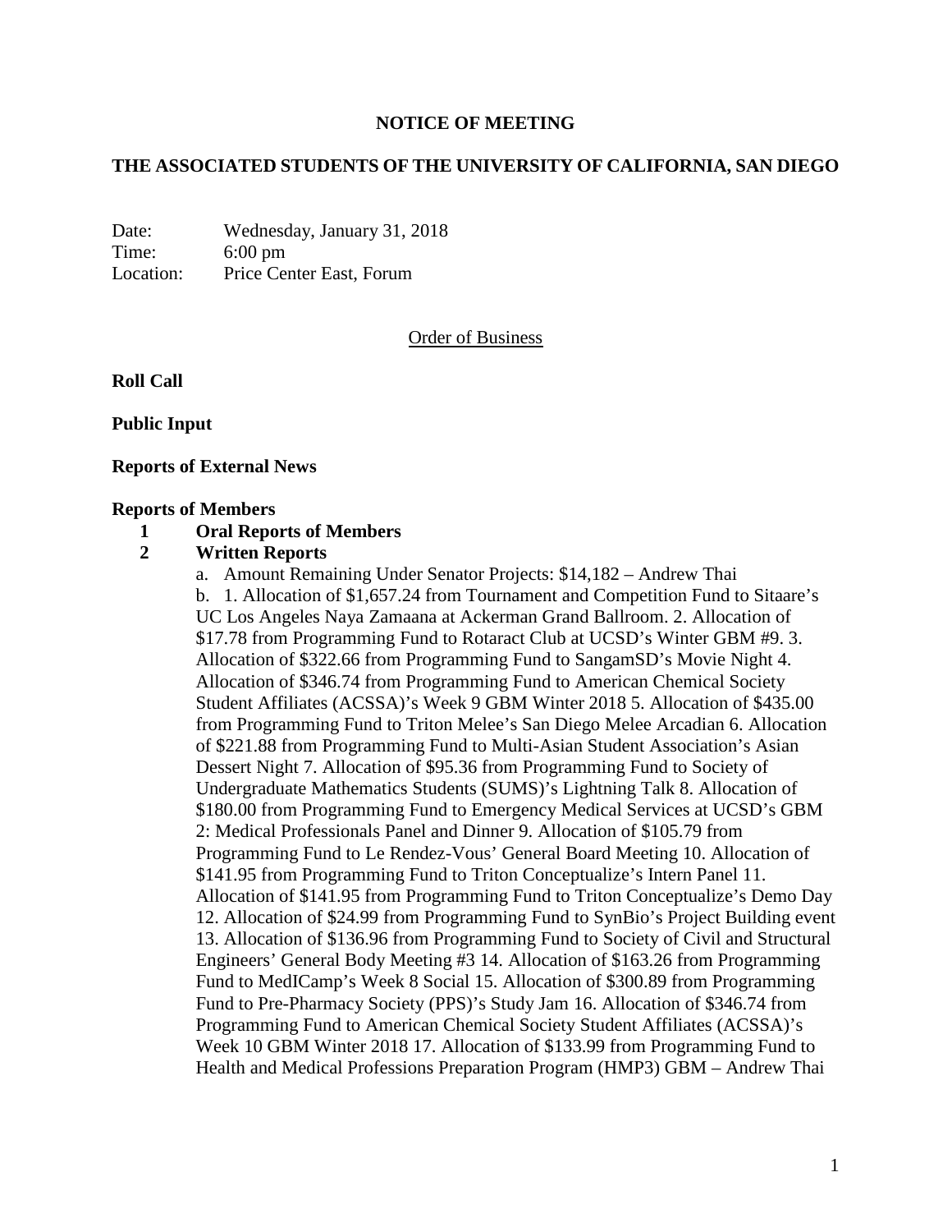**NOTICE OF MEETING**

**THE ASSOCIATED STUDENTS OF THE UNIVERSITY OF CALIFORNIA, SAN DIEGO**

Date: Wednesday, January 31, 2018
Time: 6:00 pm
Location: Price Center East, Forum

Order of Business

**Roll Call**

**Public Input**

**Reports of External News**

**Reports of Members**

1. **Oral Reports of Members**
2. **Written Reports**

   a. Amount Remaining Under Senator Projects: $14,182 – Andrew Thai

   b. 1. Allocation of $1,657.24 from Tournament and Competition Fund to Sitaare's UC Los Angeles Naya Zamaana at Ackerman Grand Ballroom. 2. Allocation of $17.78 from Programming Fund to Rotaract Club at UCSD's Winter GBM #9. 3. Allocation of $322.66 from Programming Fund to SangamSD's Movie Night 4. Allocation of $346.74 from Programming Fund to American Chemical Society Student Affiliates (ACSSA)'s Week 9 GBM Winter 2018 5. Allocation of $435.00 from Programming Fund to Triton Melee's San Diego Melee Arcadian 6. Allocation of $221.88 from Programming Fund to Multi-Asian Student Association's Asian Dessert Night 7. Allocation of $95.36 from Programming Fund to Society of Undergraduate Mathematics Students (SUMS)'s Lightning Talk 8. Allocation of $180.00 from Programming Fund to Emergency Medical Services at UCSD's GBM 2: Medical Professionals Panel and Dinner 9. Allocation of $105.79 from Programming Fund to Le Rendez-Vous' General Board Meeting 10. Allocation of $141.95 from Programming Fund to Triton Conceptualize's Intern Panel 11. Allocation of $141.95 from Programming Fund to Triton Conceptualize's Demo Day 12. Allocation of $24.99 from Programming Fund to SynBio's Project Building event 13. Allocation of $136.96 from Programming Fund to Society of Civil and Structural Engineers' General Body Meeting #3 14. Allocation of $163.26 from Programming Fund to MedICamp's Week 8 Social 15. Allocation of $300.89 from Programming Fund to Pre-Pharmacy Society (PPS)'s Study Jam 16. Allocation of $346.74 from Programming Fund to American Chemical Society Student Affiliates (ACSSA)'s Week 10 GBM Winter 2018 17. Allocation of $133.99 from Programming Fund to Health and Medical Professions Preparation Program (HMP3) GBM – Andrew Thai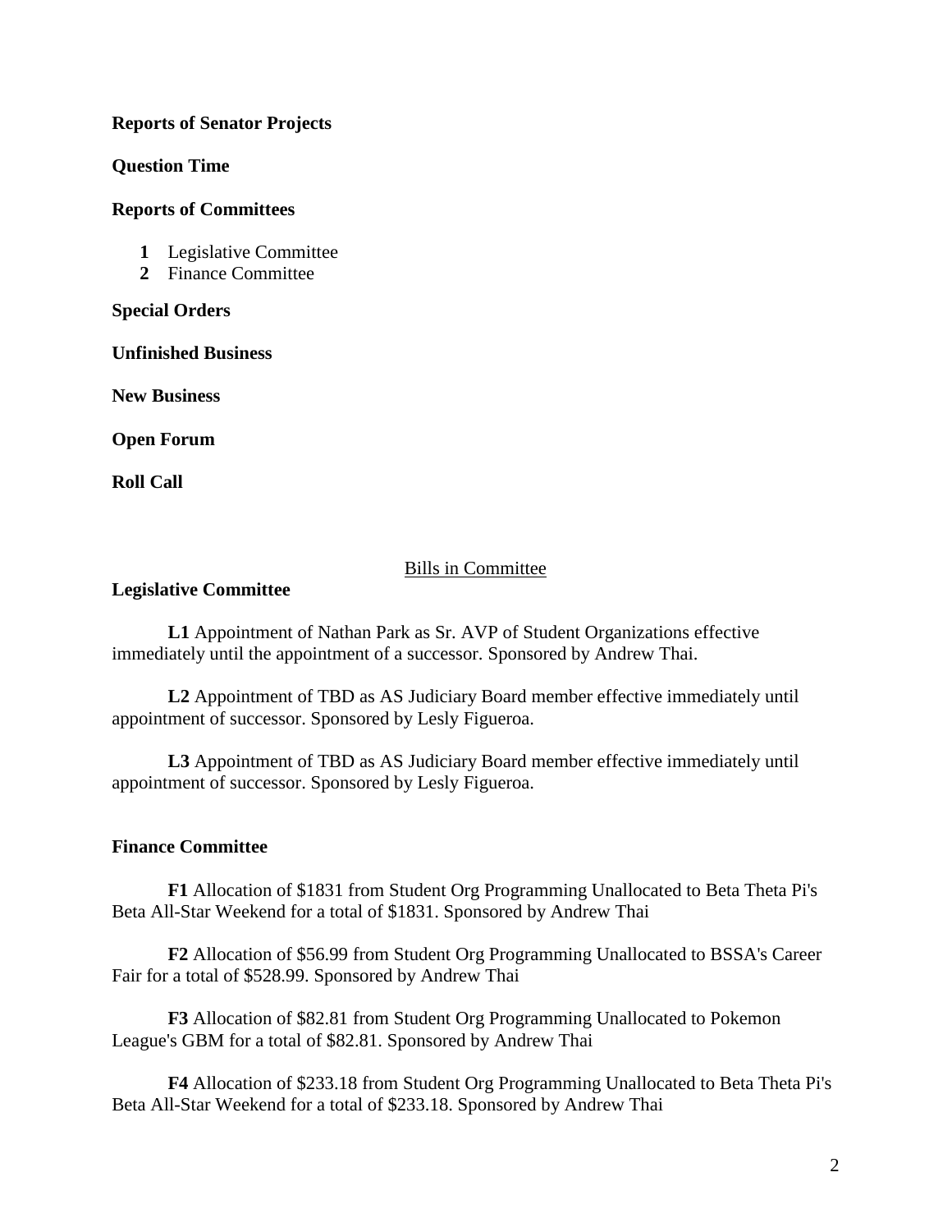**Reports of Senator Projects**

**Question Time**

**Reports of Committees**

1. Legislative Committee
2. Finance Committee

**Special Orders**

**Unfinished Business**

**New Business**

**Open Forum**

**Roll Call**

## Bills in Committee

**Legislative Committee**

**L1** Appointment of Nathan Park as Sr. AVP of Student Organizations effective immediately until the appointment of a successor. Sponsored by Andrew Thai.

**L2** Appointment of TBD as AS Judiciary Board member effective immediately until appointment of successor. Sponsored by Lesly Figueroa.

**L3** Appointment of TBD as AS Judiciary Board member effective immediately until appointment of successor. Sponsored by Lesly Figueroa.

**Finance Committee**

**F1** Allocation of $1831 from Student Org Programming Unallocated to Beta Theta Pi's Beta All-Star Weekend for a total of $1831. Sponsored by Andrew Thai

**F2** Allocation of $56.99 from Student Org Programming Unallocated to BSSA's Career Fair for a total of $528.99. Sponsored by Andrew Thai

**F3** Allocation of $82.81 from Student Org Programming Unallocated to Pokemon League's GBM for a total of $82.81. Sponsored by Andrew Thai

**F4** Allocation of $233.18 from Student Org Programming Unallocated to Beta Theta Pi's Beta All-Star Weekend for a total of $233.18. Sponsored by Andrew Thai